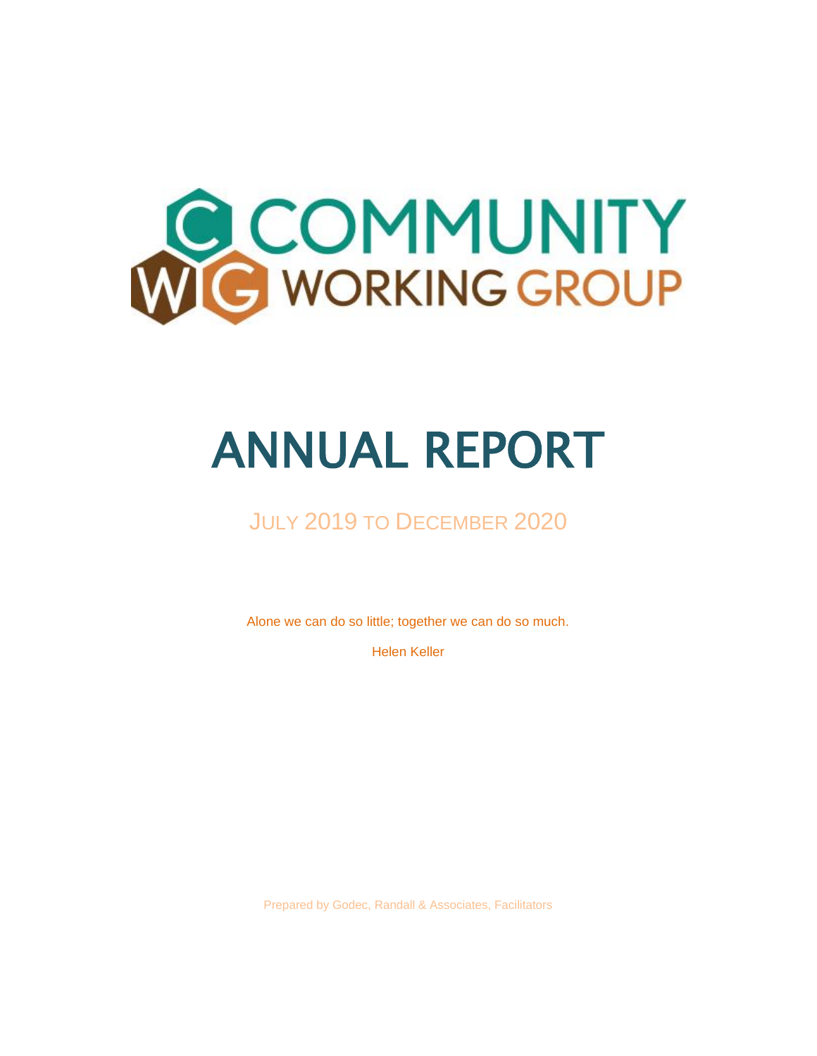COMMUNITY WORKING GROUP

# ANNUAL REPORT

## July 2019 to December 2020

Alone we can do so little; together we can do so much.

Helen Keller

Prepared by Godec, Randall & Associates, Facilitators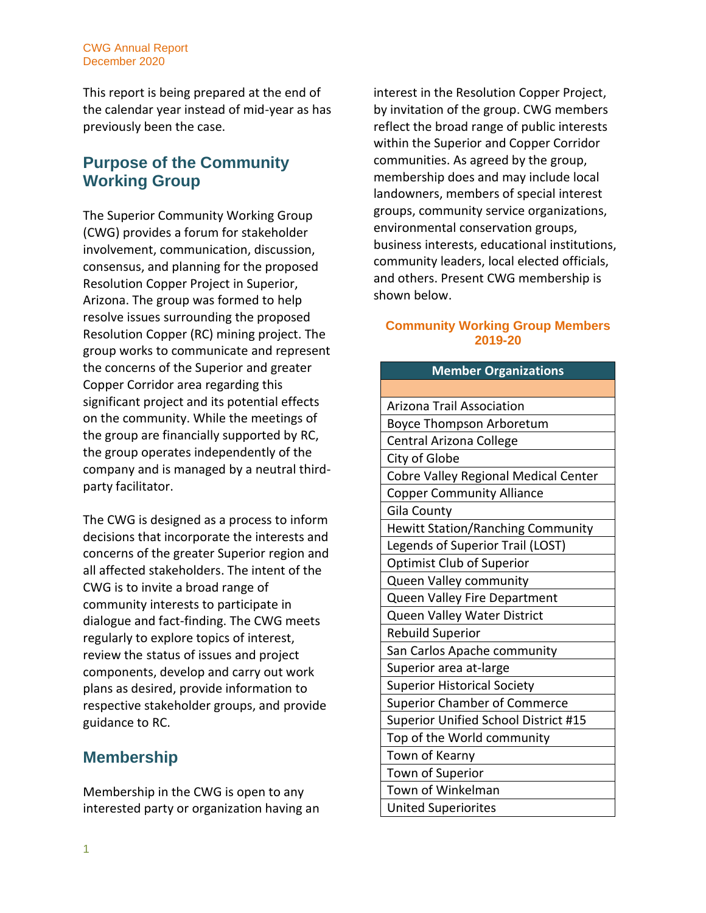This report is being prepared at the end of the calendar year instead of mid-year as has previously been the case.

## Purpose of the Community Working Group

The Superior Community Working Group (CWG) provides a forum for stakeholder involvement, communication, discussion, consensus, and planning for the proposed Resolution Copper Project in Superior, Arizona. The group was formed to help resolve issues surrounding the proposed Resolution Copper (RC) mining project. The group works to communicate and represent the concerns of the Superior and greater Copper Corridor area regarding this significant project and its potential effects on the community. While the meetings of the group are financially supported by RC, the group operates independently of the company and is managed by a neutral third-party facilitator.

The CWG is designed as a process to inform decisions that incorporate the interests and concerns of the greater Superior region and all affected stakeholders. The intent of the CWG is to invite a broad range of community interests to participate in dialogue and fact-finding. The CWG meets regularly to explore topics of interest, review the status of issues and project components, develop and carry out work plans as desired, provide information to respective stakeholder groups, and provide guidance to RC.

## Membership

Membership in the CWG is open to any interested party or organization having an interest in the Resolution Copper Project, by invitation of the group. CWG members reflect the broad range of public interests within the Superior and Copper Corridor communities. As agreed by the group, membership does and may include local landowners, members of special interest groups, community service organizations, environmental conservation groups, business interests, educational institutions, community leaders, local elected officials, and others. Present CWG membership is shown below.

**Community Working Group Members 2019-20**

| Member Organizations |
|---|
| |
| Arizona Trail Association |
| Boyce Thompson Arboretum |
| Central Arizona College |
| City of Globe |
| Cobre Valley Regional Medical Center |
| Copper Community Alliance |
| Gila County |
| Hewitt Station/Ranching Community |
| Legends of Superior Trail (LOST) |
| Optimist Club of Superior |
| Queen Valley community |
| Queen Valley Fire Department |
| Queen Valley Water District |
| Rebuild Superior |
| San Carlos Apache community |
| Superior area at-large |
| Superior Historical Society |
| Superior Chamber of Commerce |
| Superior Unified School District #15 |
| Top of the World community |
| Town of Kearny |
| Town of Superior |
| Town of Winkelman |
| United Superiorites |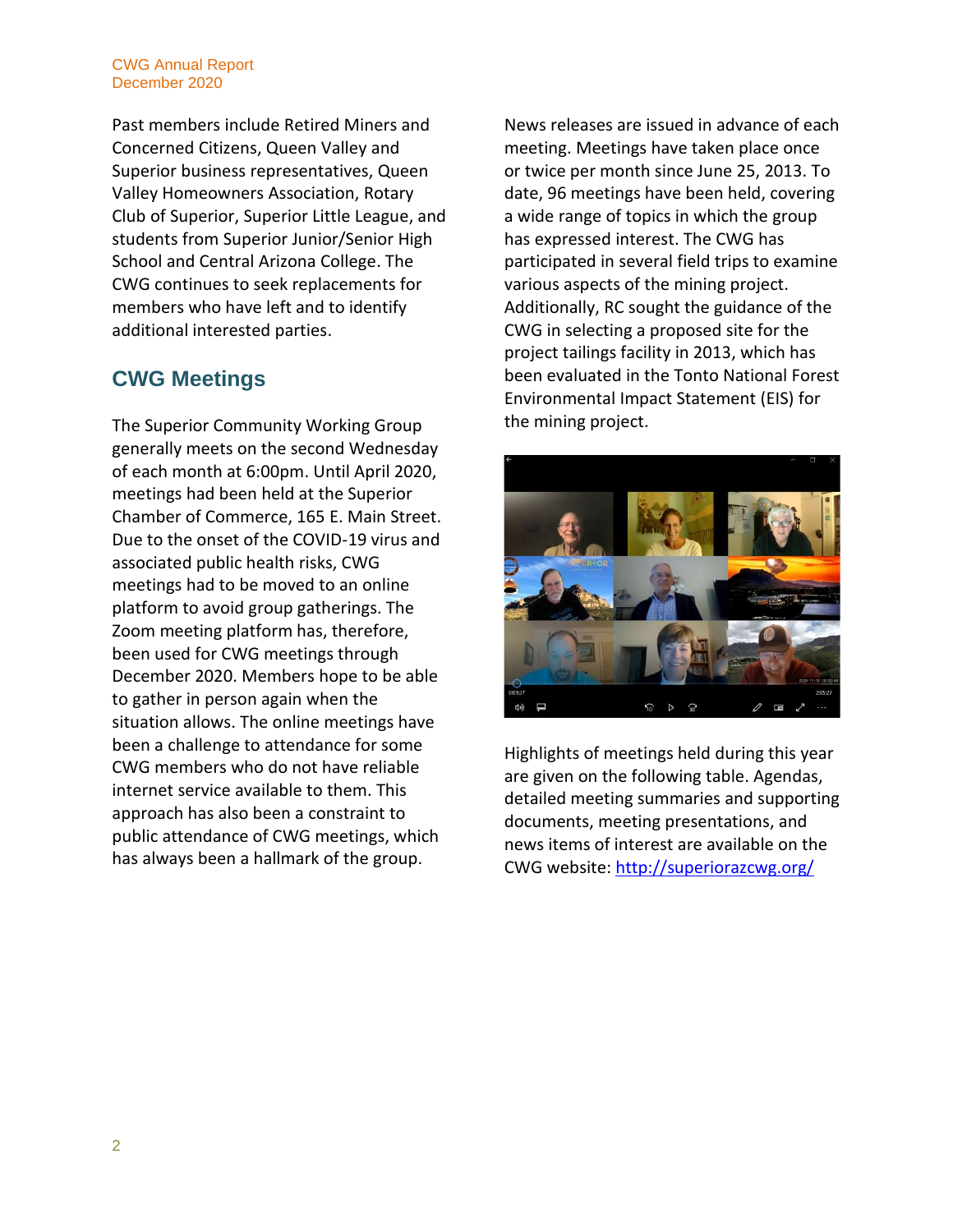Past members include Retired Miners and Concerned Citizens, Queen Valley and Superior business representatives, Queen Valley Homeowners Association, Rotary Club of Superior, Superior Little League, and students from Superior Junior/Senior High School and Central Arizona College. The CWG continues to seek replacements for members who have left and to identify additional interested parties.

## CWG Meetings

The Superior Community Working Group generally meets on the second Wednesday of each month at 6:00pm. Until April 2020, meetings had been held at the Superior Chamber of Commerce, 165 E. Main Street. Due to the onset of the COVID-19 virus and associated public health risks, CWG meetings had to be moved to an online platform to avoid group gatherings. The Zoom meeting platform has, therefore, been used for CWG meetings through December 2020. Members hope to be able to gather in person again when the situation allows. The online meetings have been a challenge to attendance for some CWG members who do not have reliable internet service available to them. This approach has also been a constraint to public attendance of CWG meetings, which has always been a hallmark of the group.

News releases are issued in advance of each meeting. Meetings have taken place once or twice per month since June 25, 2013. To date, 96 meetings have been held, covering a wide range of topics in which the group has expressed interest. The CWG has participated in several field trips to examine various aspects of the mining project. Additionally, RC sought the guidance of the CWG in selecting a proposed site for the project tailings facility in 2013, which has been evaluated in the Tonto National Forest Environmental Impact Statement (EIS) for the mining project.

Highlights of meetings held during this year are given on the following table. Agendas, detailed meeting summaries and supporting documents, meeting presentations, and news items of interest are available on the CWG website: [http://superiorazcwg.org/](http://superiorazcwg.org/)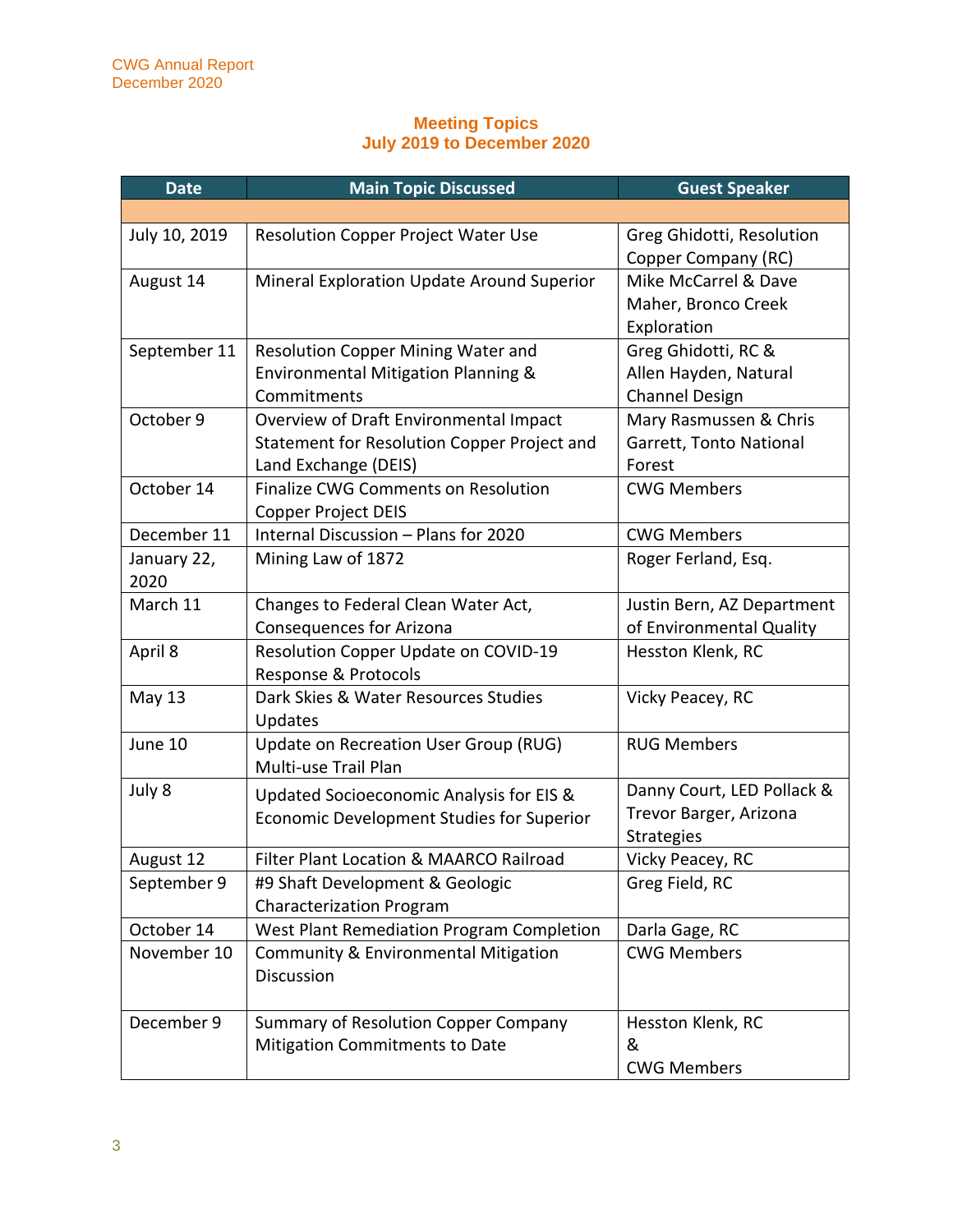## Meeting Topics
## July 2019 to December 2020

| Date | Main Topic Discussed | Guest Speaker |
|---|---|---|
| | | |
| July 10, 2019 | Resolution Copper Project Water Use | Greg Ghidotti, Resolution Copper Company (RC) |
| August 14 | Mineral Exploration Update Around Superior | Mike McCarrel & Dave Maher, Bronco Creek Exploration |
| September 11 | Resolution Copper Mining Water and Environmental Mitigation Planning & Commitments | Greg Ghidotti, RC & Allen Hayden, Natural Channel Design |
| October 9 | Overview of Draft Environmental Impact Statement for Resolution Copper Project and Land Exchange (DEIS) | Mary Rasmussen & Chris Garrett, Tonto National Forest |
| October 14 | Finalize CWG Comments on Resolution Copper Project DEIS | CWG Members |
| December 11 | Internal Discussion – Plans for 2020 | CWG Members |
| January 22, 2020 | Mining Law of 1872 | Roger Ferland, Esq. |
| March 11 | Changes to Federal Clean Water Act, Consequences for Arizona | Justin Bern, AZ Department of Environmental Quality |
| April 8 | Resolution Copper Update on COVID-19 Response & Protocols | Hesston Klenk, RC |
| May 13 | Dark Skies & Water Resources Studies Updates | Vicky Peacey, RC |
| June 10 | Update on Recreation User Group (RUG) Multi-use Trail Plan | RUG Members |
| July 8 | Updated Socioeconomic Analysis for EIS & Economic Development Studies for Superior | Danny Court, LED Pollack & Trevor Barger, Arizona Strategies |
| August 12 | Filter Plant Location & MAARCO Railroad | Vicky Peacey, RC |
| September 9 | #9 Shaft Development & Geologic Characterization Program | Greg Field, RC |
| October 14 | West Plant Remediation Program Completion | Darla Gage, RC |
| November 10 | Community & Environmental Mitigation Discussion | CWG Members |
| December 9 | Summary of Resolution Copper Company Mitigation Commitments to Date | Hesston Klenk, RC & CWG Members |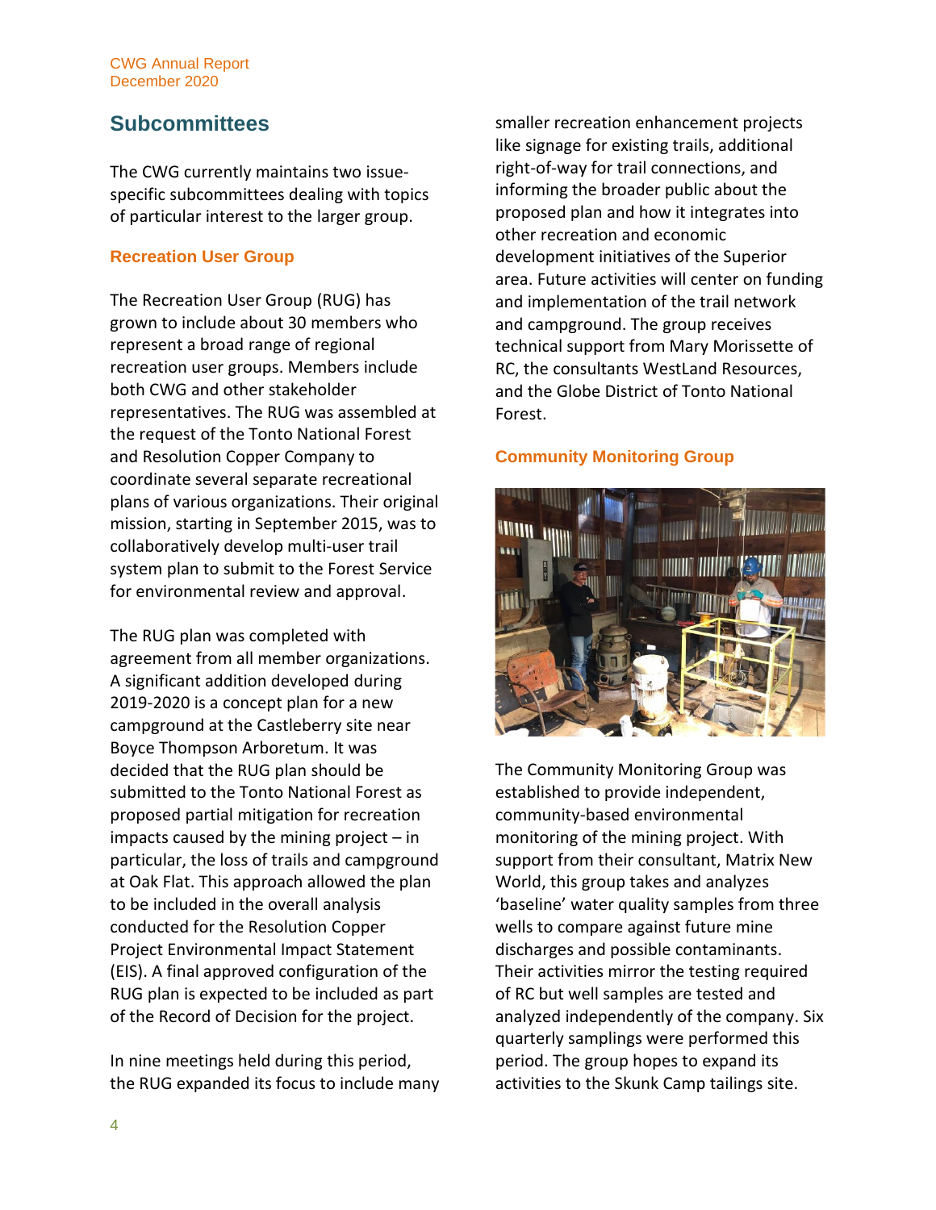## Subcommittees

The CWG currently maintains two issue-specific subcommittees dealing with topics of particular interest to the larger group.

### Recreation User Group

The Recreation User Group (RUG) has grown to include about 30 members who represent a broad range of regional recreation user groups. Members include both CWG and other stakeholder representatives. The RUG was assembled at the request of the Tonto National Forest and Resolution Copper Company to coordinate several separate recreational plans of various organizations. Their original mission, starting in September 2015, was to collaboratively develop multi-user trail system plan to submit to the Forest Service for environmental review and approval.

The RUG plan was completed with agreement from all member organizations. A significant addition developed during 2019-2020 is a concept plan for a new campground at the Castleberry site near Boyce Thompson Arboretum. It was decided that the RUG plan should be submitted to the Tonto National Forest as proposed partial mitigation for recreation impacts caused by the mining project – in particular, the loss of trails and campground at Oak Flat. This approach allowed the plan to be included in the overall analysis conducted for the Resolution Copper Project Environmental Impact Statement (EIS). A final approved configuration of the RUG plan is expected to be included as part of the Record of Decision for the project.

In nine meetings held during this period, the RUG expanded its focus to include many smaller recreation enhancement projects like signage for existing trails, additional right-of-way for trail connections, and informing the broader public about the proposed plan and how it integrates into other recreation and economic development initiatives of the Superior area. Future activities will center on funding and implementation of the trail network and campground. The group receives technical support from Mary Morissette of RC, the consultants WestLand Resources, and the Globe District of Tonto National Forest.

### Community Monitoring Group

The Community Monitoring Group was established to provide independent, community-based environmental monitoring of the mining project. With support from their consultant, Matrix New World, this group takes and analyzes 'baseline' water quality samples from three wells to compare against future mine discharges and possible contaminants. Their activities mirror the testing required of RC but well samples are tested and analyzed independently of the company. Six quarterly samplings were performed this period. The group hopes to expand its activities to the Skunk Camp tailings site.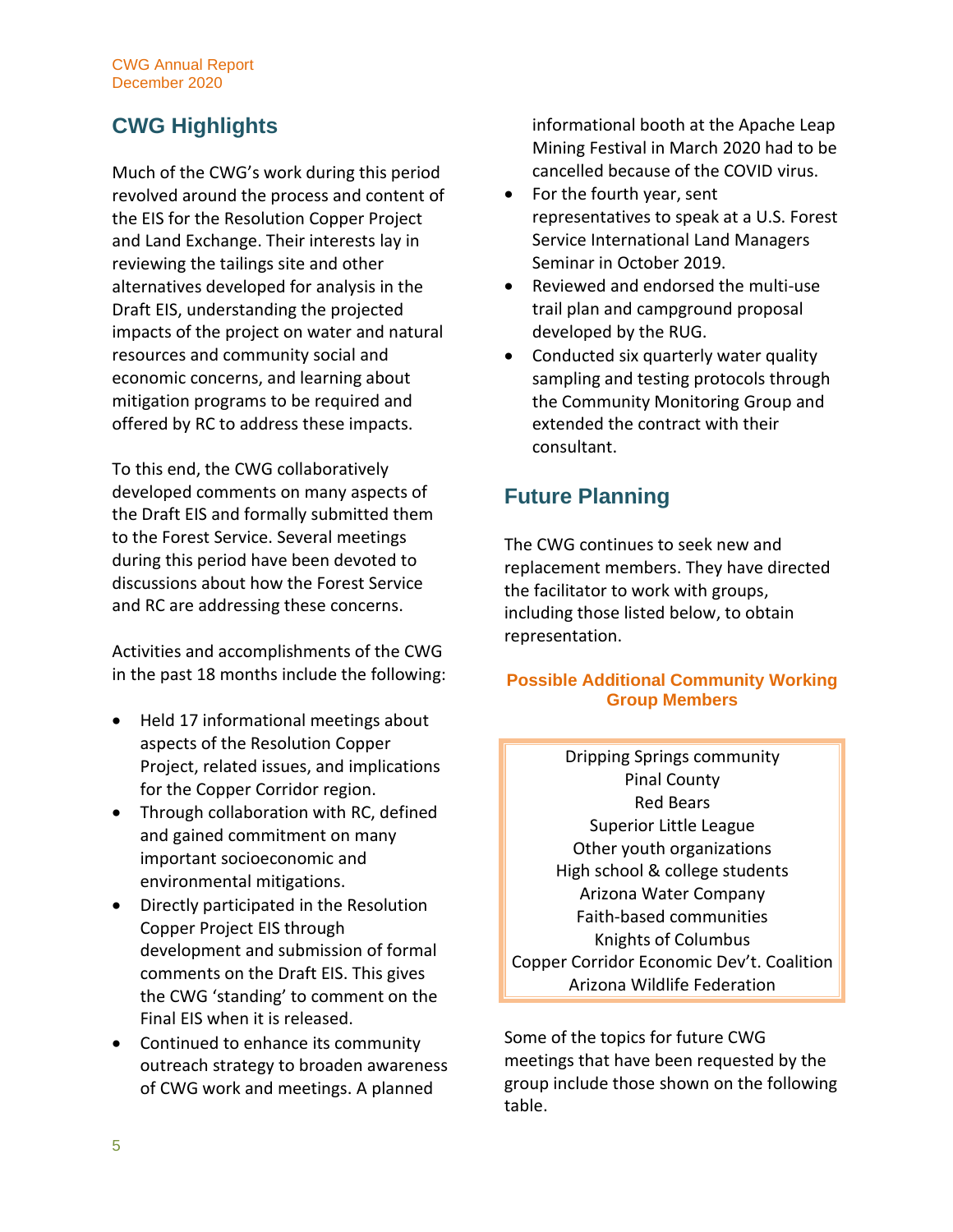## CWG Highlights

Much of the CWG's work during this period revolved around the process and content of the EIS for the Resolution Copper Project and Land Exchange. Their interests lay in reviewing the tailings site and other alternatives developed for analysis in the Draft EIS, understanding the projected impacts of the project on water and natural resources and community social and economic concerns, and learning about mitigation programs to be required and offered by RC to address these impacts.

To this end, the CWG collaboratively developed comments on many aspects of the Draft EIS and formally submitted them to the Forest Service. Several meetings during this period have been devoted to discussions about how the Forest Service and RC are addressing these concerns.

Activities and accomplishments of the CWG in the past 18 months include the following:

- Held 17 informational meetings about aspects of the Resolution Copper Project, related issues, and implications for the Copper Corridor region.
- Through collaboration with RC, defined and gained commitment on many important socioeconomic and environmental mitigations.
- Directly participated in the Resolution Copper Project EIS through development and submission of formal comments on the Draft EIS. This gives the CWG 'standing' to comment on the Final EIS when it is released.
- Continued to enhance its community outreach strategy to broaden awareness of CWG work and meetings. A planned informational booth at the Apache Leap Mining Festival in March 2020 had to be cancelled because of the COVID virus.
- For the fourth year, sent representatives to speak at a U.S. Forest Service International Land Managers Seminar in October 2019.
- Reviewed and endorsed the multi-use trail plan and campground proposal developed by the RUG.
- Conducted six quarterly water quality sampling and testing protocols through the Community Monitoring Group and extended the contract with their consultant.

## Future Planning

The CWG continues to seek new and replacement members. They have directed the facilitator to work with groups, including those listed below, to obtain representation.

**Possible Additional Community Working Group Members**

| |
|---|
| Dripping Springs community |
| Pinal County |
| Red Bears |
| Superior Little League |
| Other youth organizations |
| High school & college students |
| Arizona Water Company |
| Faith-based communities |
| Knights of Columbus |
| Copper Corridor Economic Dev't. Coalition |
| Arizona Wildlife Federation |

Some of the topics for future CWG meetings that have been requested by the group include those shown on the following table.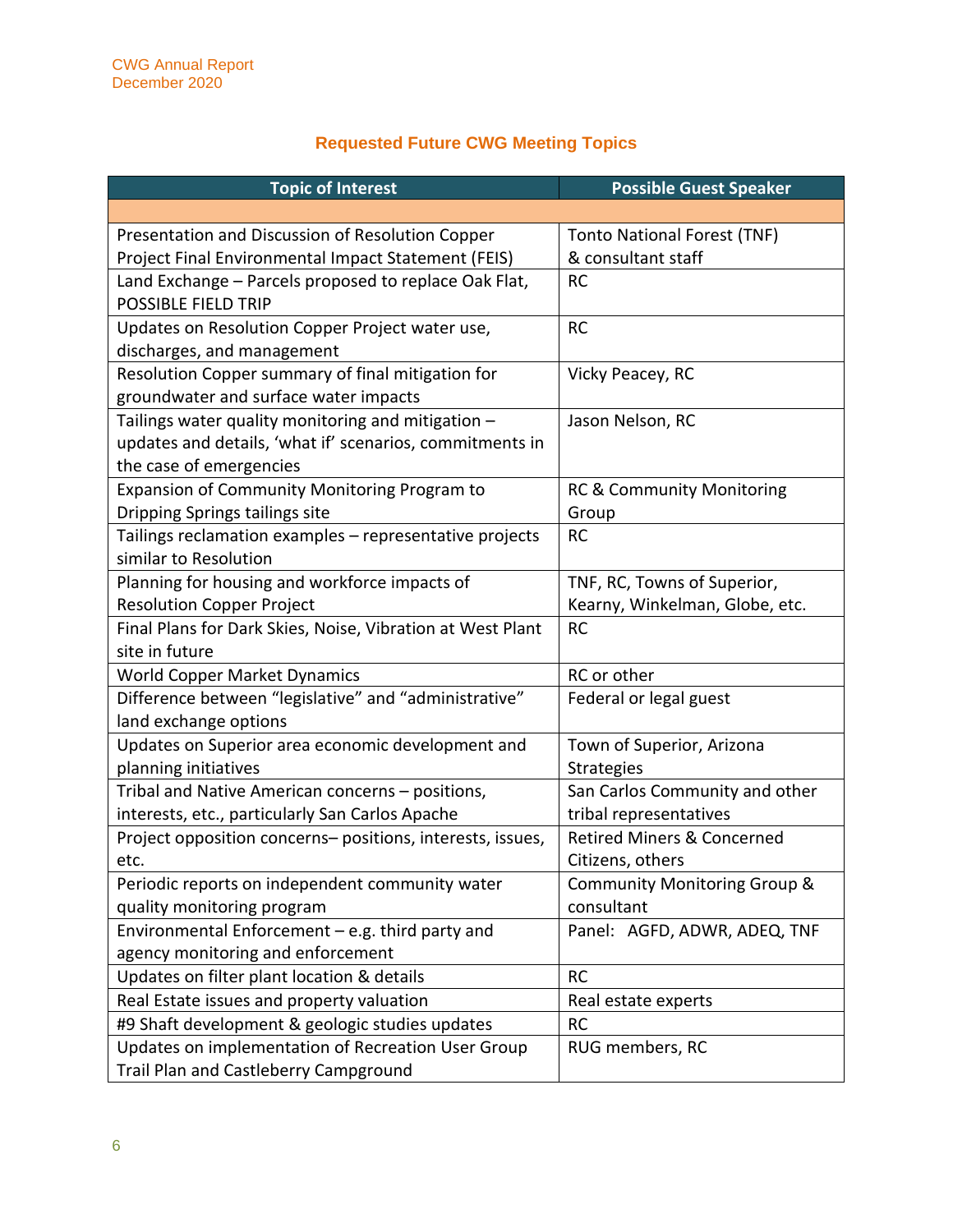## Requested Future CWG Meeting Topics

| Topic of Interest | Possible Guest Speaker |
|---|---|
| | |
| Presentation and Discussion of Resolution Copper Project Final Environmental Impact Statement (FEIS) | Tonto National Forest (TNF) & consultant staff |
| Land Exchange – Parcels proposed to replace Oak Flat, POSSIBLE FIELD TRIP | RC |
| Updates on Resolution Copper Project water use, discharges, and management | RC |
| Resolution Copper summary of final mitigation for groundwater and surface water impacts | Vicky Peacey, RC |
| Tailings water quality monitoring and mitigation – updates and details, 'what if' scenarios, commitments in the case of emergencies | Jason Nelson, RC |
| Expansion of Community Monitoring Program to Dripping Springs tailings site | RC & Community Monitoring Group |
| Tailings reclamation examples – representative projects similar to Resolution | RC |
| Planning for housing and workforce impacts of Resolution Copper Project | TNF, RC, Towns of Superior, Kearny, Winkelman, Globe, etc. |
| Final Plans for Dark Skies, Noise, Vibration at West Plant site in future | RC |
| World Copper Market Dynamics | RC or other |
| Difference between "legislative" and "administrative" land exchange options | Federal or legal guest |
| Updates on Superior area economic development and planning initiatives | Town of Superior, Arizona Strategies |
| Tribal and Native American concerns – positions, interests, etc., particularly San Carlos Apache | San Carlos Community and other tribal representatives |
| Project opposition concerns– positions, interests, issues, etc. | Retired Miners & Concerned Citizens, others |
| Periodic reports on independent community water quality monitoring program | Community Monitoring Group & consultant |
| Environmental Enforcement – e.g. third party and agency monitoring and enforcement | Panel: AGFD, ADWR, ADEQ, TNF |
| Updates on filter plant location & details | RC |
| Real Estate issues and property valuation | Real estate experts |
| #9 Shaft development & geologic studies updates | RC |
| Updates on implementation of Recreation User Group Trail Plan and Castleberry Campground | RUG members, RC |